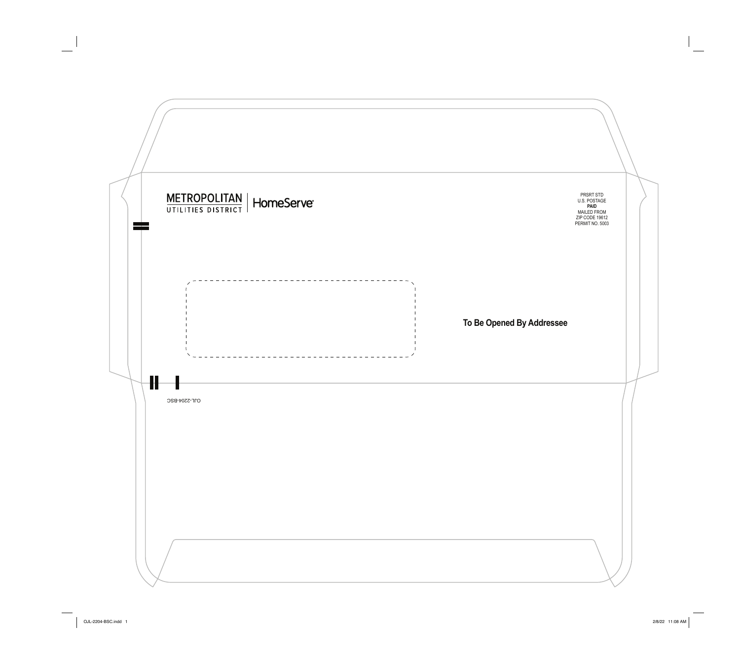METROPOLITAN
UTILITIES DISTRICT | HomeServe

PRSRT STD
U.S. POSTAGE
**PAID**
MAILED FROM
ZIP CODE 19612
PERMIT NO. 5003

**To Be Opened By Addressee**

OJL-2204-BSC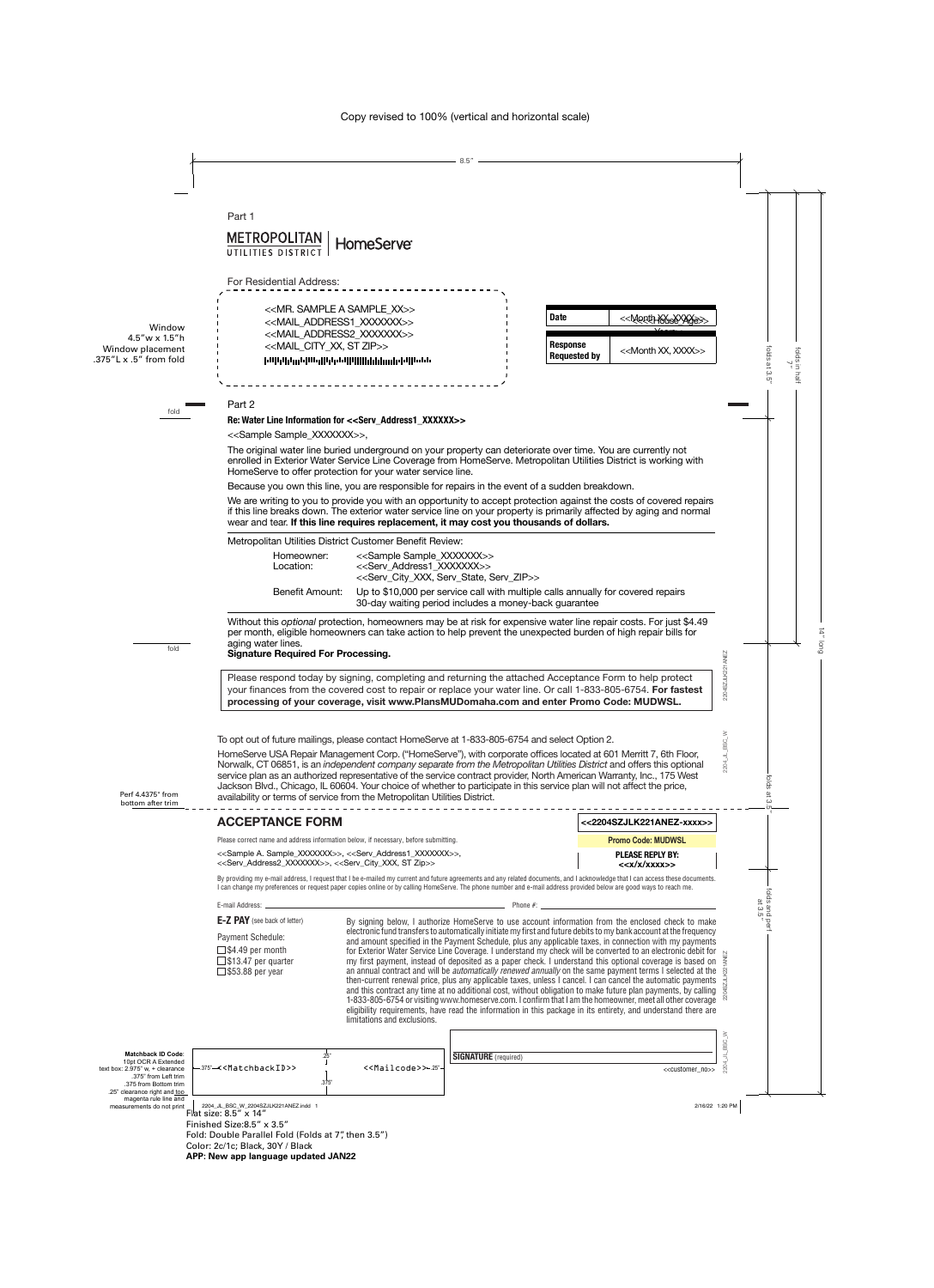Copy revised to 100% (vertical and horizontal scale)

Part 1

METROPOLITAN UTILITIES DISTRICT | HomeServe

For Residential Address:

<<MR. SAMPLE A SAMPLE_XX>>
<<MAIL_ADDRESS1_XXXXXXX>>
<<MAIL_ADDRESS2_XXXXXXX>>
<<MAIL_CITY_XX, ST ZIP>>

| Date | <<Month XX, XXXX>> |
|---|---|
| Response Requested by | <<Month XX, XXXX>> |

Part 2

**Re: Water Line Information for <<Serv_Address1_XXXXXX>>**

<<Sample Sample_XXXXXXX>>,

The original water line buried underground on your property can deteriorate over time. You are currently not enrolled in Exterior Water Service Line Coverage from HomeServe. Metropolitan Utilities District is working with HomeServe to offer protection for your water service line.

Because you own this line, you are responsible for repairs in the event of a sudden breakdown.

We are writing to you to provide you with an opportunity to accept protection against the costs of covered repairs if this line breaks down. The exterior water service line on your property is primarily affected by aging and normal wear and tear. **If this line requires replacement, it may cost you thousands of dollars.**

Metropolitan Utilities District Customer Benefit Review:

| | |
|---|---|
| Homeowner: | <<Sample Sample_XXXXXXX>> |
| Location: | <<Serv_Address1_XXXXXXX>> <<Serv_City_XXX, Serv_State, Serv_ZIP>> |
| Benefit Amount: | Up to $10,000 per service call with multiple calls annually for covered repairs 30-day waiting period includes a money-back guarantee |

Without this *optional* protection, homeowners may be at risk for expensive water line repair costs. For just $4.49 per month, eligible homeowners can take action to help prevent the unexpected burden of high repair bills for aging water lines.

**Signature Required For Processing.**

Please respond today by signing, completing and returning the attached Acceptance Form to help protect your finances from the covered cost to repair or replace your water line. Or call 1-833-805-6754. **For fastest processing of your coverage, visit www.PlansMUDomaha.com and enter Promo Code: MUDWSL.**

To opt out of future mailings, please contact HomeServe at 1-833-805-6754 and select Option 2.

HomeServe USA Repair Management Corp. ("HomeServe"), with corporate offices located at 601 Merritt 7, 6th Floor, Norwalk, CT 06851, is an *independent company separate from the Metropolitan Utilities District* and offers this optional service plan as an authorized representative of the service contract provider, North American Warranty, Inc., 175 West Jackson Blvd., Chicago, IL 60604. Your choice of whether to participate in this service plan will not affect the price, availability or terms of service from the Metropolitan Utilities District.

## ACCEPTANCE FORM

**<<2204SZJLK221ANEZ-xxxx>>**

**Promo Code: MUDWSL**

**PLEASE REPLY BY: <<x/x/xxxx>>**

Please correct name and address information below, if necessary, before submitting.

<<Sample A. Sample_XXXXXXX>>, <<Serv_Address1_XXXXXXX>>,
<<Serv_Address2_XXXXXXX>>, <<Serv_City_XXX, ST Zip>>

By providing my e-mail address, I request that I be e-mailed my current and future agreements and any related documents, and I acknowledge that I can access these documents. I can change my preferences or request paper copies online or by calling HomeServe. The phone number and e-mail address provided below are good ways to reach me.

E-mail Address: ____________________ Phone #: ____________________

**E-Z PAY** (see back of letter)

Payment Schedule:

- ☐ $4.49 per month
- ☐ $13.47 per quarter
- ☐ $53.88 per year

By signing below, I authorize HomeServe to use account information from the enclosed check to make electronic fund transfers to automatically initiate my first and future debits to my bank account at the frequency and amount specified in the Payment Schedule, plus any applicable taxes, in connection with my payments for Exterior Water Service Line Coverage. I understand my check will be converted to an electronic debit for my first payment, instead of deposited as a paper check. I understand this optional coverage is based on an annual contract and will be *automatically renewed annually* on the same payment terms I selected at the then-current renewal price, plus any applicable taxes, unless I cancel. I can cancel the automatic payments and this contract any time at no additional cost, without obligation to make future plan payments, by calling 1-833-805-6754 or visiting www.homeserve.com. I confirm that I am the homeowner, meet all other coverage eligibility requirements, have read the information in this package in its entirety, and understand there are limitations and exclusions.

<<MatchbackID>> <<Mailcode>>

**SIGNATURE** (required)

<<customer_no>>

2204_JL_BSC_W_2204SZJLK221ANEZ.indd 1 2/16/22 1:20 PM

Flat size: 8.5" x 14"
Finished Size: 8.5" x 3.5"
Fold: Double Parallel Fold (Folds at 7", then 3.5")
Color: 2c/1c; Black, 30Y / Black
**APP: New app language updated JAN22**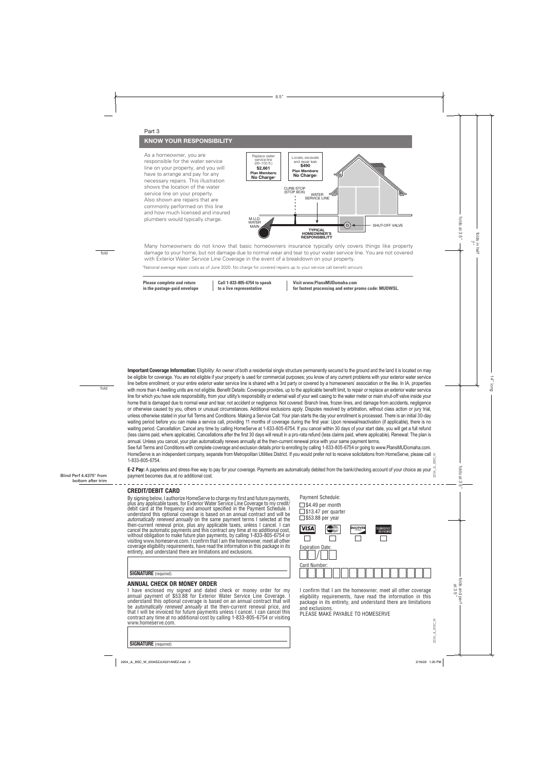Part 3

## KNOW YOUR RESPONSIBILITY

As a homeowner, you are responsible for the water service line on your property, and you will have to arrange and pay for any necessary repairs. This illustration shows the location of the water service line on your property. Also shown are repairs that are commonly performed on this line and how much licensed and insured plumbers would typically charge.

Replace water service line (20–100 ft.)
**$2,661**
**Plan Members: No Charge‡**

Locate, excavate and repair leak
**$490**
**Plan Members: No Charge‡**

CURB STOP (STOP BOX)

WATER SERVICE LINE

M.U.D. WATER MAIN

**TYPICAL HOMEOWNER'S RESPONSIBILITY**

SHUT-OFF VALVE

Many homeowners do not know that basic homeowners insurance typically only covers things like property damage to your home, but not damage due to normal wear and tear to your water service line. You are not covered with Exterior Water Service Line Coverage in the event of a breakdown on your property.

‡National average repair costs as of June 2020. No charge for covered repairs up to your service call benefit amount.

**Please complete and return in the postage-paid envelope**

**Call 1-833-805-6754 to speak to a live representative**

**Visit www.PlansMUDomaha.com for fastest processing and enter promo code: MUDWSL.**

**Important Coverage Information:** Eligibility: An owner of both a residential single structure permanently secured to the ground and the land it is located on may be eligible for coverage. You are not eligible if your property is used for commercial purposes; you know of any current problems with your exterior water service line before enrollment; or your entire exterior water service line is shared with a 3rd party or covered by a homeowners' association or the like. In IA, properties with more than 4 dwelling units are not eligible. Benefit Details: Coverage provides, up to the applicable benefit limit, to repair or replace an exterior water service line for which you have sole responsibility, from your utility's responsibility or external wall of your well casing to the water meter or main shut-off valve inside your home that is damaged due to normal wear and tear, not accident or negligence. Not covered: Branch lines, frozen lines, and damage from accidents, negligence or otherwise caused by you, others or unusual circumstances. Additional exclusions apply. Disputes resolved by arbitration, without class action or jury trial, unless otherwise stated in your full Terms and Conditions. Making a Service Call: Your plan starts the day your enrollment is processed. There is an initial 30-day waiting period before you can make a service call, providing 11 months of coverage during the first year. Upon renewal/reactivation (if applicable), there is no waiting period. Cancellation: Cancel any time by calling HomeServe at 1-833-805-6754. If you cancel within 30 days of your start date, you will get a full refund (less claims paid, where applicable). Cancellations after the first 30 days will result in a pro-rata refund (less claims paid, where applicable). Renewal: The plan is annual. Unless you cancel, your plan automatically renews annually at the then-current renewal price with your same payment terms.

See full Terms and Conditions with complete coverage and exclusion details prior to enrolling by calling 1-833-805-6754 or going to www.PlansMUDomaha.com. HomeServe is an independent company, separate from Metropolitan Utilities District. If you would prefer not to receive solicitations from HomeServe, please call 1-833-805-6754.

**E-Z Pay:** A paperless and stress-free way to pay for your coverage. Payments are automatically debited from the bank/checking account of your choice as your payment becomes due, at no additional cost.

### CREDIT/DEBIT CARD

By signing below, I authorize HomeServe to charge my first and future payments, plus any applicable taxes, for Exterior Water Service Line Coverage to my credit/debit card at the frequency and amount specified in the Payment Schedule. I understand this optional coverage is based on an annual contract and will be *automatically renewed annually* on the same payment terms I selected at the then-current renewal price, plus any applicable taxes, unless I cancel. I can cancel the automatic payments and this contract any time at no additional cost, without obligation to make future plan payments, by calling 1-833-805-6754 or visiting www.homeserve.com. I confirm that I am the homeowner, meet all other coverage eligibility requirements, have read the information in this package in its entirety, and understand there are limitations and exclusions.

**SIGNATURE** (required)

Payment Schedule:

- ☐ $4.49 per month
- ☐ $13.47 per quarter
- ☐ $53.88 per year

☐ VISA ☐ MasterCard ☐ DISCOVER ☐ AMERICAN EXPRESS

Expiration Date: __ __ / __ __

Card Number:

### ANNUAL CHECK OR MONEY ORDER

I have enclosed my signed and dated check or money order for my annual payment of $53.88 for Exterior Water Service Line Coverage. I understand this optional coverage is based on an annual contract that will be *automatically renewed annually* at the then-current renewal price, and that I will be invoiced for future payments unless I cancel. I can cancel this contract any time at no additional cost by calling 1-833-805-6754 or visiting www.homeserve.com.

**SIGNATURE** (required)

I confirm that I am the homeowner, meet all other coverage eligibility requirements, have read the information in this package in its entirety, and understand there are limitations and exclusions.

PLEASE MAKE PAYABLE TO HOMESERVE